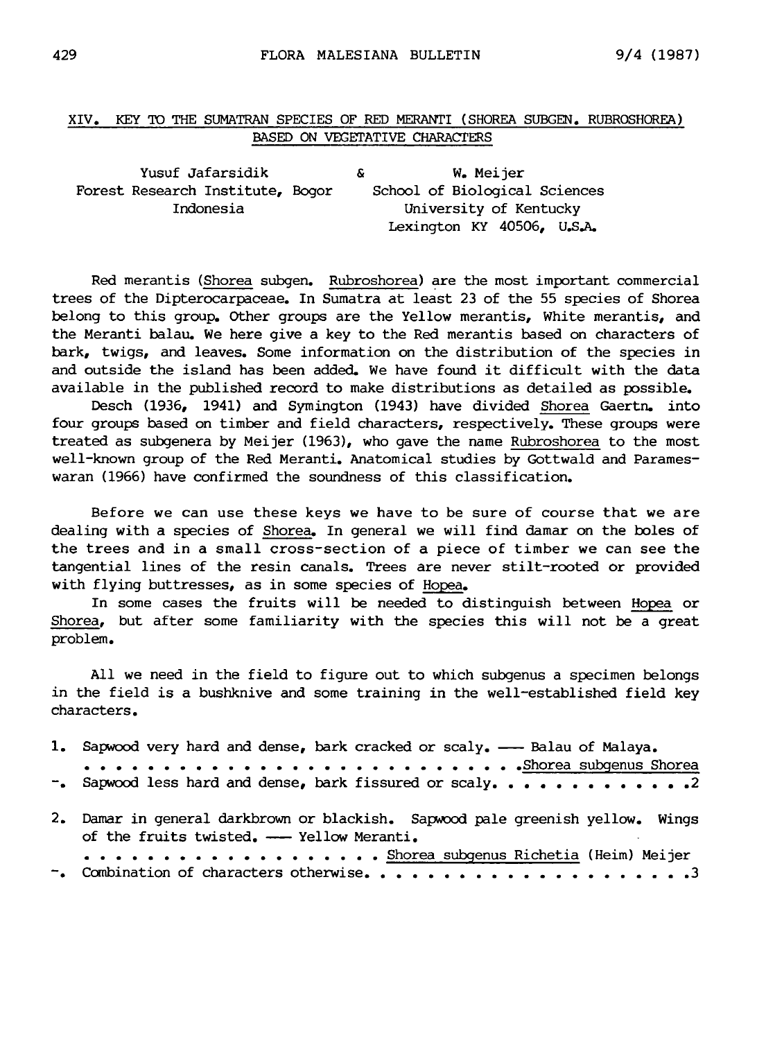## XIV. KEY TO THE SUMATRAN SPECIES OF RED MERANTI (SHOREA SUBGEN. RUBROSHOREA) BASED ON VEGETATIVE CHARACTERS

Yusuf Jafarsidik
Forest Research Institute, Bogor
Indonesia

&

W. Meijer
School of Biological Sciences
University of Kentucky
Lexington KY 40506, U.S.A.

Red merantis (Shorea subgen. Rubroshorea) are the most important commercial trees of the Dipterocarpaceae. In Sumatra at least 23 of the 55 species of Shorea belong to this group. Other groups are the Yellow merantis, White merantis, and the Meranti balau. We here give a key to the Red merantis based on characters of bark, twigs, and leaves. Some information on the distribution of the species in and outside the island has been added. We have found it difficult with the data available in the published record to make distributions as detailed as possible.

Desch (1936, 1941) and Symington (1943) have divided Shorea Gaertn. into four groups based on timber and field characters, respectively. These groups were treated as subgenera by Meijer (1963), who gave the name Rubroshorea to the most well-known group of the Red Meranti. Anatomical studies by Gottwald and Parameswaran (1966) have confirmed the soundness of this classification.

Before we can use these keys we have to be sure of course that we are dealing with a species of Shorea. In general we will find damar on the boles of the trees and in a small cross-section of a piece of timber we can see the tangential lines of the resin canals. Trees are never stilt-rooted or provided with flying buttresses, as in some species of Hopea.

In some cases the fruits will be needed to distinguish between Hopea or Shorea, but after some familiarity with the species this will not be a great problem.

All we need in the field to figure out to which subgenus a specimen belongs in the field is a bushknive and some training in the well-established field key characters.

1. Sapwood very hard and dense, bark cracked or scaly. —— Balau of Malaya. . . . . . . . . . . . . . . . . . . . . . . . . . . Shorea subgenus Shorea
-. Sapwood less hard and dense, bark fissured or scaly. . . . . . . . . . . . 2

2. Damar in general darkbrown or blackish. Sapwood pale greenish yellow. Wings of the fruits twisted. —— Yellow Meranti. . . . . . . . . . . . . . . . . . . . Shorea subgenus Richetia (Heim) Meijer
-. Combination of characters otherwise. . . . . . . . . . . . . . . . . . . . 3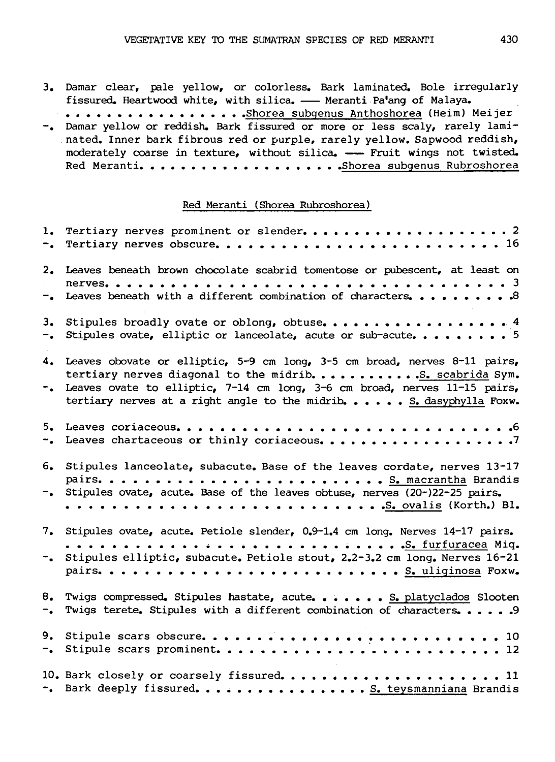3. Damar clear, pale yellow, or colorless. Bark laminated. Bole irregularly fissured. Heartwood white, with silica. — Meranti Pa'ang of Malaya. . . . . . . . . . . . . . . . . . *Shorea subgenus Anthoshorea* (Heim) Meijer
-. Damar yellow or reddish. Bark fissured or more or less scaly, rarely laminated. Inner bark fibrous red or purple, rarely yellow. Sapwood reddish, moderately coarse in texture, without silica. — Fruit wings not twisted. Red Meranti. . . . . . . . . . . . . . . . . . . *Shorea subgenus Rubroshorea*

## Red Meranti (Shorea Rubroshorea)

1. Tertiary nerves prominent or slender. . . . . . . . . . . . . . . . . . . . 2
-. Tertiary nerves obscure. . . . . . . . . . . . . . . . . . . . . . . . . 16

2. Leaves beneath brown chocolate scabrid tomentose or pubescent, at least on nerves. . . . . . . . . . . . . . . . . . . . . . . . . . . . . . . . 3
-. Leaves beneath with a different combination of characters. . . . . . . . . . 8

3. Stipules broadly ovate or oblong, obtuse. . . . . . . . . . . . . . . . . . 4
-. Stipules ovate, elliptic or lanceolate, acute or sub-acute. . . . . . . . . 5

4. Leaves obovate or elliptic, 5-9 cm long, 3-5 cm broad, nerves 8-11 pairs, tertiary nerves diagonal to the midrib. . . . . . . . . . . *S. scabrida* Sym.
-. Leaves ovate to elliptic, 7-14 cm long, 3-6 cm broad, nerves 11-15 pairs, tertiary nerves at a right angle to the midrib. . . . . . *S. dasyphylla* Foxw.

5. Leaves coriaceous. . . . . . . . . . . . . . . . . . . . . . . . . . . . . 6
-. Leaves chartaceous or thinly coriaceous. . . . . . . . . . . . . . . . . . 7

6. Stipules lanceolate, subacute. Base of the leaves cordate, nerves 13-17 pairs. . . . . . . . . . . . . . . . . . . . . . . . . *S. macrantha* Brandis
-. Stipules ovate, acute. Base of the leaves obtuse, nerves (20-)22-25 pairs. . . . . . . . . . . . . . . . . . . . . . . . . . *S. ovalis* (Korth.) Bl.

7. Stipules ovate, acute. Petiole slender, 0.9-1.4 cm long. Nerves 14-17 pairs. . . . . . . . . . . . . . . . . . . . . . . . . . *S. furfuracea* Miq.
-. Stipules elliptic, subacute. Petiole stout, 2.2-3.2 cm long. Nerves 16-21 pairs. . . . . . . . . . . . . . . . . . . . . . . . . *S. uliginosa* Foxw.

8. Twigs compressed. Stipules hastate, acute. . . . . . . *S. platyclados* Slooten
-. Twigs terete. Stipules with a different combination of characters. . . . . 9

9. Stipule scars obscure. . . . . . . . . . . . . . . . . . . . . . . . . . 10
-. Stipule scars prominent. . . . . . . . . . . . . . . . . . . . . . . . . 12

10. Bark closely or coarsely fissured. . . . . . . . . . . . . . . . . . . . 11
-. Bark deeply fissured. . . . . . . . . . . . . . . . . *S. teysmanniana* Brandis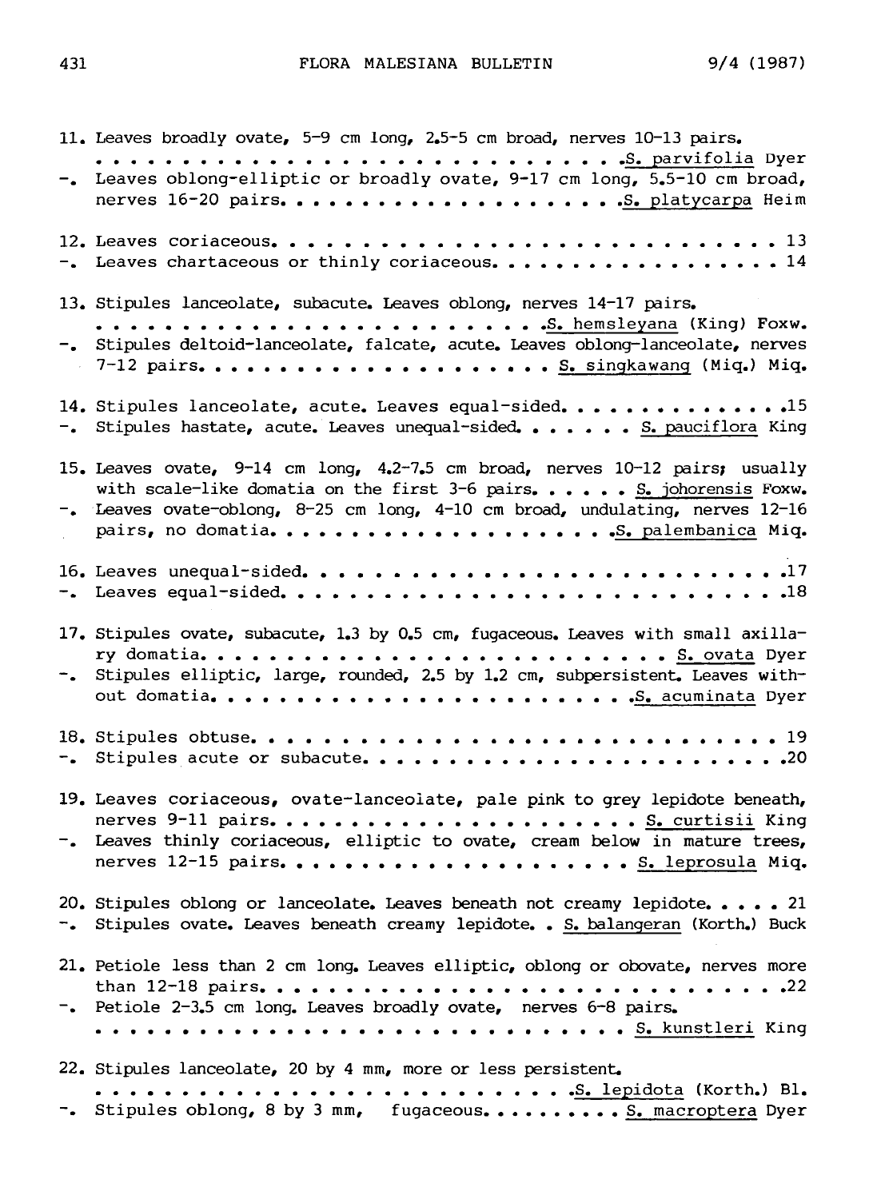11. Leaves broadly ovate, 5-9 cm long, 2.5-5 cm broad, nerves 10-13 pairs. . . . . . . . . . . . . . . . . . . . . . . . . . . . . . . *S. parvifolia* Dyer
-. Leaves oblong-elliptic or broadly ovate, 9-17 cm long, 5.5-10 cm broad, nerves 16-20 pairs. . . . . . . . . . . . . . . . . . . . . *S. platycarpa* Heim

12. Leaves coriaceous. . . . . . . . . . . . . . . . . . . . . . . . . . . . . 13
-. Leaves chartaceous or thinly coriaceous. . . . . . . . . . . . . . . . . . 14

13. Stipules lanceolate, subacute. Leaves oblong, nerves 14-17 pairs. . . . . . . . . . . . . . . . . . . . . . . . . . *S. hemsleyana* (King) Foxw.
-. Stipules deltoid-lanceolate, falcate, acute. Leaves oblong-lanceolate, nerves 7-12 pairs. . . . . . . . . . . . . . . . . . . . *S. singkawang* (Miq.) Miq.

14. Stipules lanceolate, acute. Leaves equal-sided. . . . . . . . . . . . . . 15
-. Stipules hastate, acute. Leaves unequal-sided. . . . . . . *S. pauciflora* King

15. Leaves ovate, 9-14 cm long, 4.2-7.5 cm broad, nerves 10-12 pairs; usually with scale-like domatia on the first 3-6 pairs. . . . . . *S. johorensis* Foxw.
-. Leaves ovate-oblong, 8-25 cm long, 4-10 cm broad, undulating, nerves 12-16 pairs, no domatia. . . . . . . . . . . . . . . . . . . . *S. palembanica* Miq.

16. Leaves unequal-sided. . . . . . . . . . . . . . . . . . . . . . . . . . . 17
-. Leaves equal-sided. . . . . . . . . . . . . . . . . . . . . . . . . . . . 18

17. Stipules ovate, subacute, 1.3 by 0.5 cm, fugaceous. Leaves with small axillary domatia. . . . . . . . . . . . . . . . . . . . . . . . . . *S. ovata* Dyer
-. Stipules elliptic, large, rounded, 2.5 by 1.2 cm, subpersistent. Leaves without domatia. . . . . . . . . . . . . . . . . . . . . . . . *S. acuminata* Dyer

18. Stipules obtuse. . . . . . . . . . . . . . . . . . . . . . . . . . . . . 19
-. Stipules acute or subacute. . . . . . . . . . . . . . . . . . . . . . . . 20

19. Leaves coriaceous, ovate-lanceolate, pale pink to grey lepidote beneath, nerves 9-11 pairs. . . . . . . . . . . . . . . . . . . . . . *S. curtisii* King
-. Leaves thinly coriaceous, elliptic to ovate, cream below in mature trees, nerves 12-15 pairs. . . . . . . . . . . . . . . . . . . . *S. leprosula* Miq.

20. Stipules oblong or lanceolate. Leaves beneath not creamy lepidote. . . . . 21
-. Stipules ovate. Leaves beneath creamy lepidote. . *S. balangeran* (Korth.) Buck

21. Petiole less than 2 cm long. Leaves elliptic, oblong or obovate, nerves more than 12-18 pairs. . . . . . . . . . . . . . . . . . . . . . . . . . . . . 22
-. Petiole 2-3.5 cm long. Leaves broadly ovate, nerves 6-8 pairs. . . . . . . . . . . . . . . . . . . . . . . . . . . . *S. kunstleri* King

22. Stipules lanceolate, 20 by 4 mm, more or less persistent. . . . . . . . . . . . . . . . . . . . . . . . . . . . *S. lepidota* (Korth.) Bl.
-. Stipules oblong, 8 by 3 mm, fugaceous. . . . . . . . . . *S. macroptera* Dyer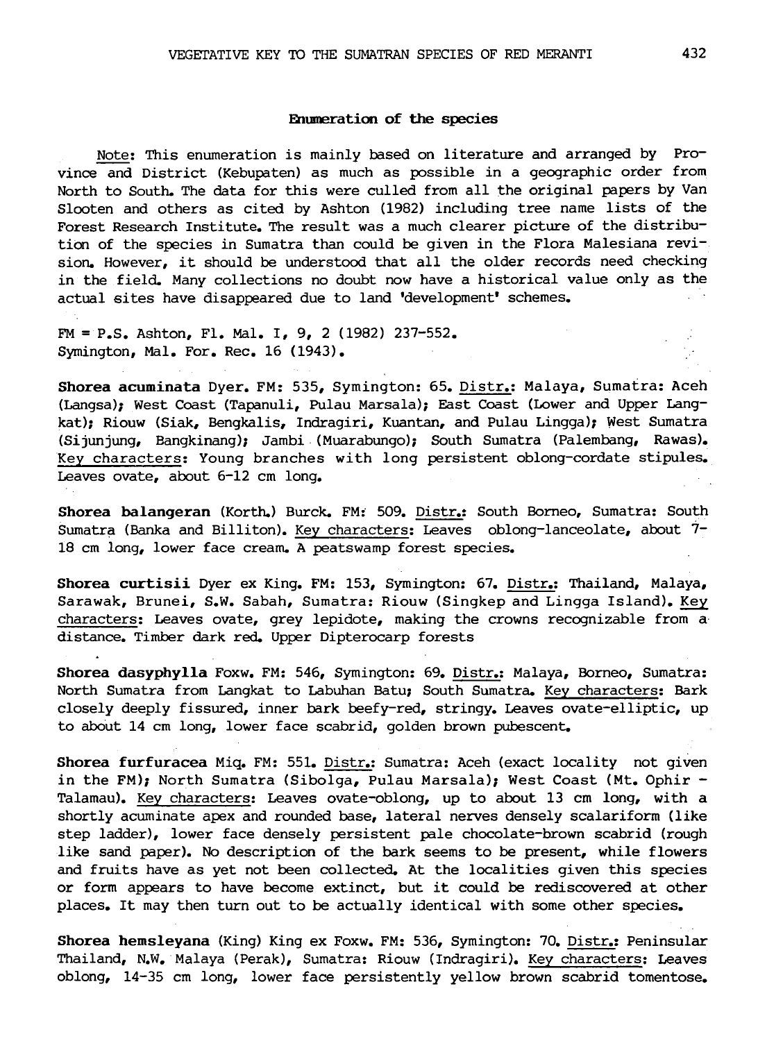## Enumeration of the species

Note: This enumeration is mainly based on literature and arranged by Province and District (Kebupaten) as much as possible in a geographic order from North to South. The data for this were culled from all the original papers by Van Slooten and others as cited by Ashton (1982) including tree name lists of the Forest Research Institute. The result was a much clearer picture of the distribution of the species in Sumatra than could be given in the Flora Malesiana revision. However, it should be understood that all the older records need checking in the field. Many collections no doubt now have a historical value only as the actual sites have disappeared due to land 'development' schemes.

FM = P.S. Ashton, Fl. Mal. I, 9, 2 (1982) 237-552.
Symington, Mal. For. Rec. 16 (1943).

**Shorea acuminata** Dyer. FM: 535, Symington: 65. Distr.: Malaya, Sumatra: Aceh (Langsa); West Coast (Tapanuli, Pulau Marsala); East Coast (Lower and Upper Langkat); Riouw (Siak, Bengkalis, Indragiri, Kuantan, and Pulau Lingga); West Sumatra (Sijunjung, Bangkinang); Jambi (Muarabungo); South Sumatra (Palembang, Rawas). Key characters: Young branches with long persistent oblong-cordate stipules. Leaves ovate, about 6-12 cm long.

**Shorea balangeran** (Korth.) Burck. FM: 509. Distr.: South Borneo, Sumatra: South Sumatra (Banka and Billiton). Key characters: Leaves oblong-lanceolate, about 7-18 cm long, lower face cream. A peatswamp forest species.

**Shorea curtisii** Dyer ex King. FM: 153, Symington: 67. Distr.: Thailand, Malaya, Sarawak, Brunei, S.W. Sabah, Sumatra: Riouw (Singkep and Lingga Island). Key characters: Leaves ovate, grey lepidote, making the crowns recognizable from a distance. Timber dark red. Upper Dipterocarp forests

**Shorea dasyphylla** Foxw. FM: 546, Symington: 69. Distr.: Malaya, Borneo, Sumatra: North Sumatra from Langkat to Labuhan Batu; South Sumatra. Key characters: Bark closely deeply fissured, inner bark beefy-red, stringy. Leaves ovate-elliptic, up to about 14 cm long, lower face scabrid, golden brown pubescent.

**Shorea furfuracea** Miq. FM: 551. Distr.: Sumatra: Aceh (exact locality not given in the FM); North Sumatra (Sibolga, Pulau Marsala); West Coast (Mt. Ophir - Talamau). Key characters: Leaves ovate-oblong, up to about 13 cm long, with a shortly acuminate apex and rounded base, lateral nerves densely scalariform (like step ladder), lower face densely persistent pale chocolate-brown scabrid (rough like sand paper). No description of the bark seems to be present, while flowers and fruits have as yet not been collected. At the localities given this species or form appears to have become extinct, but it could be rediscovered at other places. It may then turn out to be actually identical with some other species.

**Shorea hemsleyana** (King) King ex Foxw. FM: 536, Symington: 70. Distr.: Peninsular Thailand, N.W. Malaya (Perak), Sumatra: Riouw (Indragiri). Key characters: Leaves oblong, 14-35 cm long, lower face persistently yellow brown scabrid tomentose.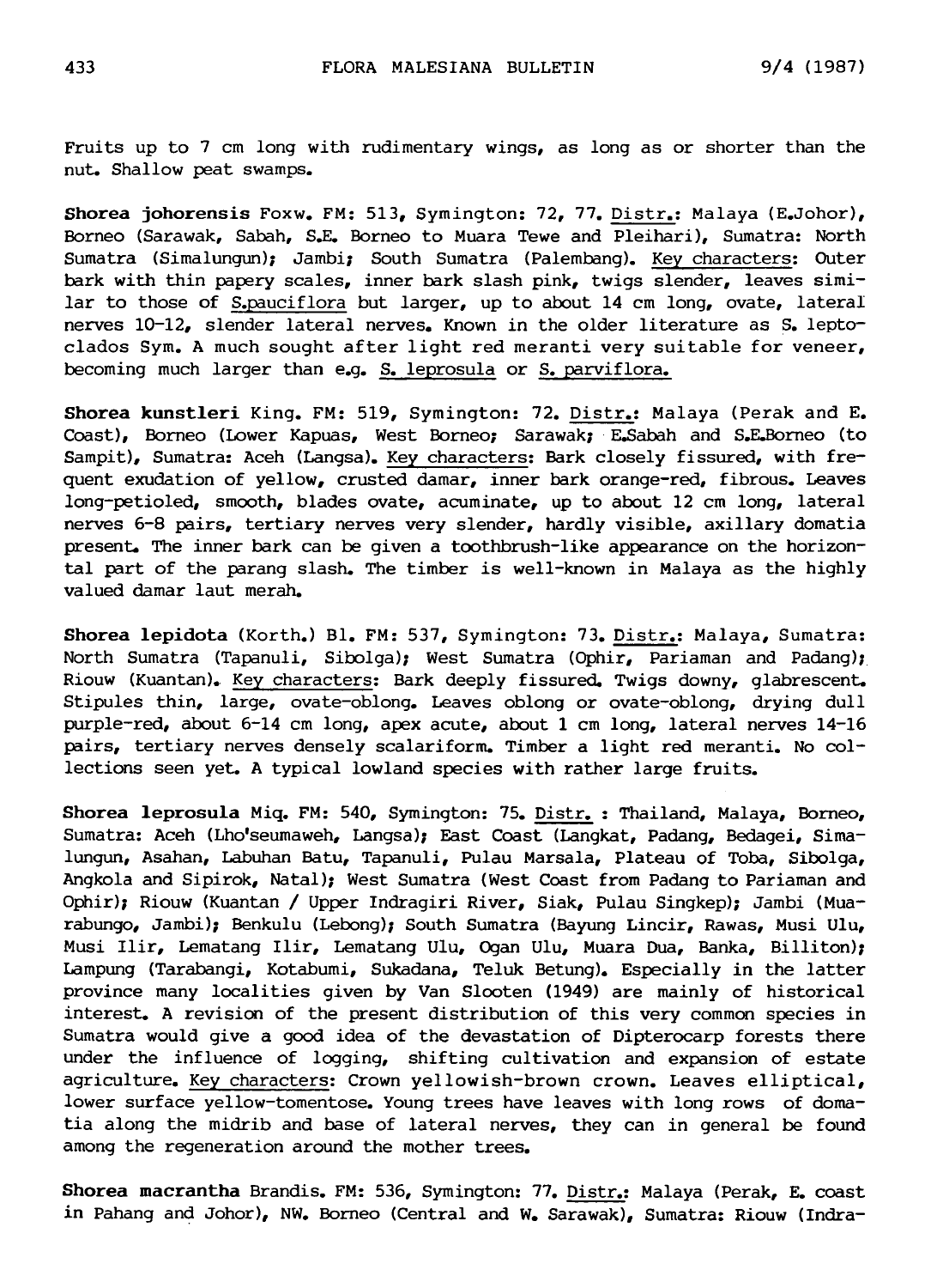Fruits up to 7 cm long with rudimentary wings, as long as or shorter than the nut. Shallow peat swamps.

**Shorea johorensis** Foxw. FM: 513, Symington: 72, 77. Distr.: Malaya (E.Johor), Borneo (Sarawak, Sabah, S.E. Borneo to Muara Tewe and Pleihari), Sumatra: North Sumatra (Simalungun); Jambi; South Sumatra (Palembang). Key characters: Outer bark with thin papery scales, inner bark slash pink, twigs slender, leaves similar to those of S.pauciflora but larger, up to about 14 cm long, ovate, lateral nerves 10-12, slender lateral nerves. Known in the older literature as S. leptoclados Sym. A much sought after light red meranti very suitable for veneer, becoming much larger than e.g. S. leprosula or S. parviflora.

**Shorea kunstleri** King. FM: 519, Symington: 72. Distr.: Malaya (Perak and E. Coast), Borneo (Lower Kapuas, West Borneo; Sarawak; E.Sabah and S.E.Borneo (to Sampit), Sumatra: Aceh (Langsa). Key characters: Bark closely fissured, with frequent exudation of yellow, crusted damar, inner bark orange-red, fibrous. Leaves long-petioled, smooth, blades ovate, acuminate, up to about 12 cm long, lateral nerves 6-8 pairs, tertiary nerves very slender, hardly visible, axillary domatia present. The inner bark can be given a toothbrush-like appearance on the horizontal part of the parang slash. The timber is well-known in Malaya as the highly valued damar laut merah.

**Shorea lepidota** (Korth.) Bl. FM: 537, Symington: 73. Distr.: Malaya, Sumatra: North Sumatra (Tapanuli, Sibolga); West Sumatra (Ophir, Pariaman and Padang); Riouw (Kuantan). Key characters: Bark deeply fissured. Twigs downy, glabrescent. Stipules thin, large, ovate-oblong. Leaves oblong or ovate-oblong, drying dull purple-red, about 6-14 cm long, apex acute, about 1 cm long, lateral nerves 14-16 pairs, tertiary nerves densely scalariform. Timber a light red meranti. No collections seen yet. A typical lowland species with rather large fruits.

**Shorea leprosula** Miq. FM: 540, Symington: 75. Distr. : Thailand, Malaya, Borneo, Sumatra: Aceh (Lho'seumaweh, Langsa); East Coast (Langkat, Padang, Bedagei, Simalungun, Asahan, Labuhan Batu, Tapanuli, Pulau Marsala, Plateau of Toba, Sibolga, Angkola and Sipirok, Natal); West Sumatra (West Coast from Padang to Pariaman and Ophir); Riouw (Kuantan / Upper Indragiri River, Siak, Pulau Singkep); Jambi (Muarabungo, Jambi); Benkulu (Lebong); South Sumatra (Bayung Lincir, Rawas, Musi Ulu, Musi Ilir, Lematang Ilir, Lematang Ulu, Ogan Ulu, Muara Dua, Banka, Billiton); Lampung (Tarabangi, Kotabumi, Sukadana, Teluk Betung). Especially in the latter province many localities given by Van Slooten (1949) are mainly of historical interest. A revision of the present distribution of this very common species in Sumatra would give a good idea of the devastation of Dipterocarp forests there under the influence of logging, shifting cultivation and expansion of estate agriculture. Key characters: Crown yellowish-brown crown. Leaves elliptical, lower surface yellow-tomentose. Young trees have leaves with long rows of domatia along the midrib and base of lateral nerves, they can in general be found among the regeneration around the mother trees.

**Shorea macrantha** Brandis. FM: 536, Symington: 77. Distr.: Malaya (Perak, E. coast in Pahang and Johor), NW. Borneo (Central and W. Sarawak), Sumatra: Riouw (Indra-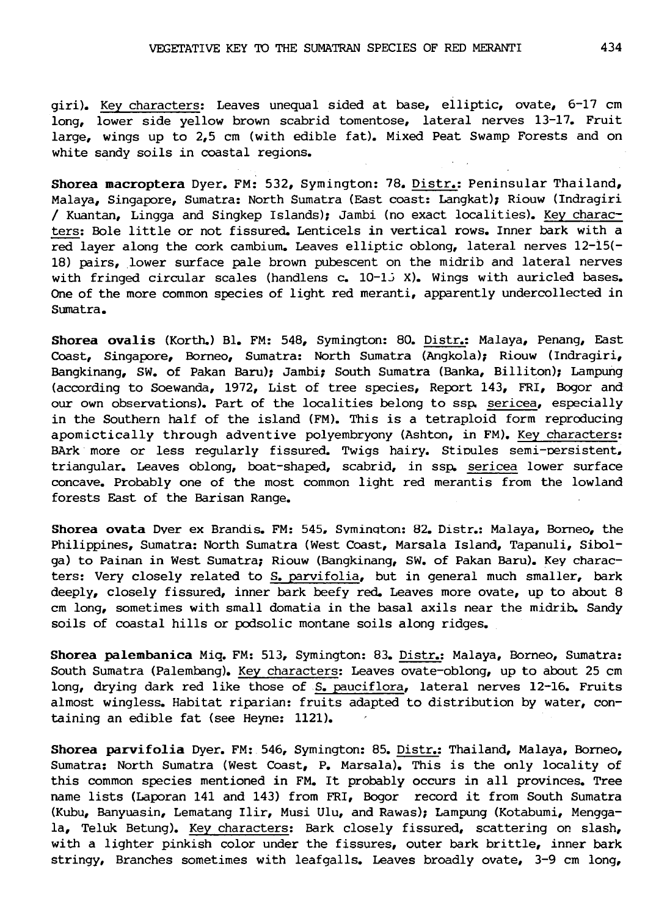giri). <u>Key characters</u>: Leaves unequal sided at base, elliptic, ovate, 6-17 cm long, lower side yellow brown scabrid tomentose, lateral nerves 13-17. Fruit large, wings up to 2,5 cm (with edible fat). Mixed Peat Swamp Forests and on white sandy soils in coastal regions.

**Shorea macroptera** Dyer. FM: 532, Symington: 78. <u>Distr.</u>: Peninsular Thailand, Malaya, Singapore, Sumatra: North Sumatra (East coast: Langkat); Riouw (Indragiri / Kuantan, Lingga and Singkep Islands); Jambi (no exact localities). <u>Key characters</u>: Bole little or not fissured. Lenticels in vertical rows. Inner bark with a red layer along the cork cambium. Leaves elliptic oblong, lateral nerves 12-15(-18) pairs, lower surface pale brown pubescent on the midrib and lateral nerves with fringed circular scales (handlens c. 10-15 X). Wings with auricled bases. One of the more common species of light red meranti, apparently undercollected in Sumatra.

**Shorea ovalis** (Korth.) Bl. FM: 548, Symington: 80. <u>Distr.</u>: Malaya, Penang, East Coast, Singapore, Borneo, Sumatra: North Sumatra (Angkola); Riouw (Indragiri, Bangkinang, SW. of Pakan Baru); Jambi; South Sumatra (Banka, Billiton); Lampung (according to Soewanda, 1972, List of tree species, Report 143, FRI, Bogor and our own observations). Part of the localities belong to ssp. <u>sericea</u>, especially in the Southern half of the island (FM). This is a tetraploid form reproducing apomictically through adventive polyembryony (Ashton, in FM). <u>Key characters</u>: BArk more or less regularly fissured. Twigs hairy. Stipules semi-persistent, triangular. Leaves oblong, boat-shaped, scabrid, in ssp. <u>sericea</u> lower surface concave. Probably one of the most common light red merantis from the lowland forests East of the Barisan Range.

**Shorea ovata** Dyer ex Brandis. FM: 545, Symington: 82. Distr.: Malaya, Borneo, the Philippines, Sumatra: North Sumatra (West Coast, Marsala Island, Tapanuli, Sibolga) to Painan in West Sumatra; Riouw (Bangkinang, SW. of Pakan Baru). Key characters: Very closely related to <u>S. parvifolia</u>, but in general much smaller, bark deeply, closely fissured, inner bark beefy red. Leaves more ovate, up to about 8 cm long, sometimes with small domatia in the basal axils near the midrib. Sandy soils of coastal hills or podsolic montane soils along ridges.

**Shorea palembanica** Miq. FM: 513, Symington: 83. <u>Distr.</u>: Malaya, Borneo, Sumatra: South Sumatra (Palembang). <u>Key characters</u>: Leaves ovate-oblong, up to 25 cm long, drying dark red like those of <u>S. pauciflora</u>, lateral nerves 12-16. Fruits almost wingless. Habitat riparian: fruits adapted to distribution by water, containing an edible fat (see Heyne: 1121).

**Shorea parvifolia** Dyer. FM: 546, Symington: 85. <u>Distr.</u>: Thailand, Malaya, Borneo, Sumatra: North Sumatra (West Coast, P. Marsala). This is the only locality of this common species mentioned in FM. It probably occurs in all provinces. Tree name lists (Laporan 141 and 143) from FRI, Bogor record it from South Sumatra (Kubu, Banyuasin, Lematang Ilir, Musi Ulu, and Rawas); Lampung (Kotabumi, Menggala, Teluk Betung). <u>Key characters</u>: Bark closely fissured, scattering on slash, with a lighter pinkish color under the fissures, outer bark brittle, inner bark stringy, Branches sometimes with leafgalls. Leaves broadly ovate, 3-9 cm long,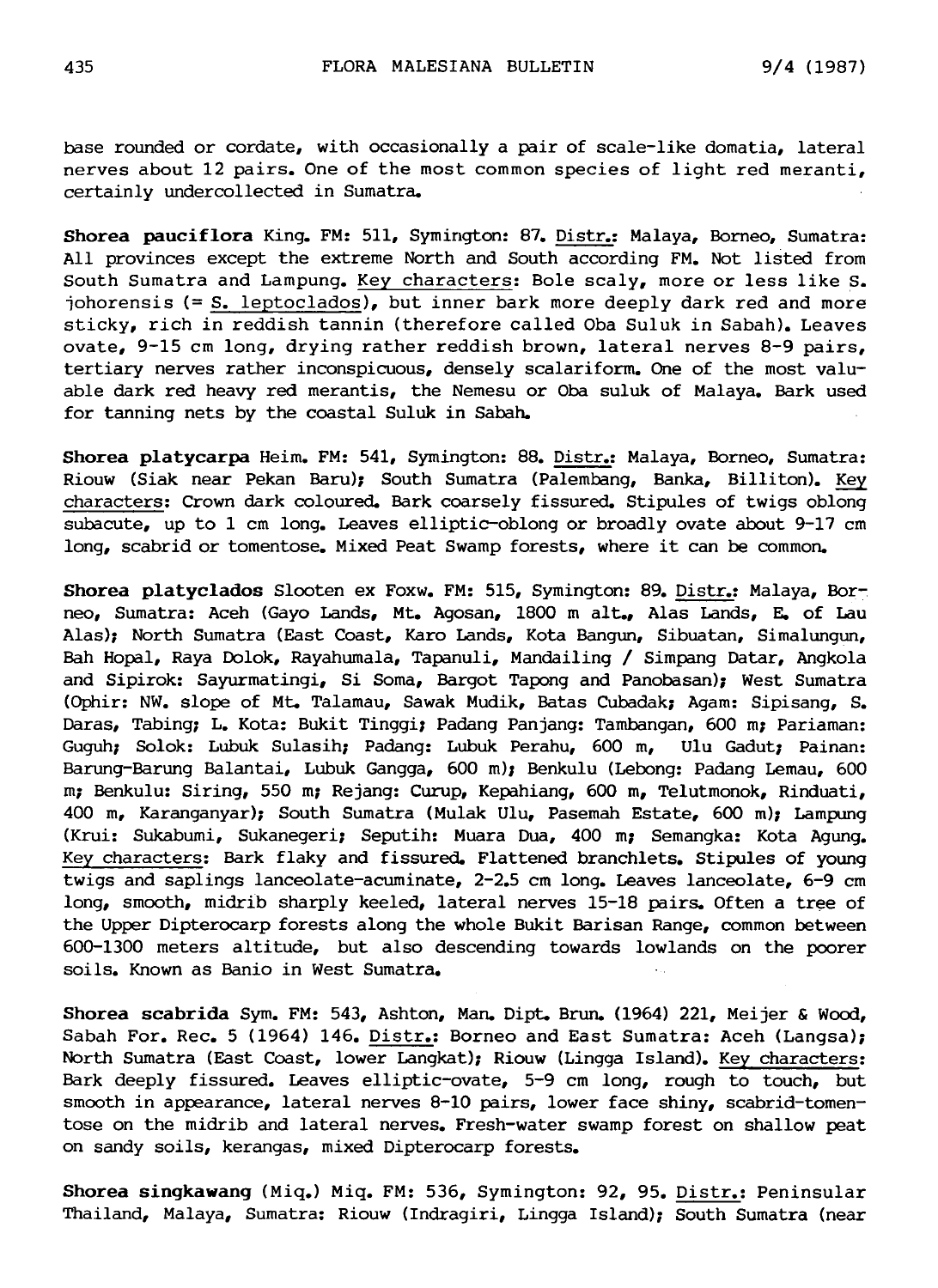base rounded or cordate, with occasionally a pair of scale-like domatia, lateral nerves about 12 pairs. One of the most common species of light red meranti, certainly undercollected in Sumatra.

**Shorea pauciflora** King. FM: 511, Symington: 87. Distr.: Malaya, Borneo, Sumatra: All provinces except the extreme North and South according FM. Not listed from South Sumatra and Lampung. Key characters: Bole scaly, more or less like S. johorensis (= S. leptoclados), but inner bark more deeply dark red and more sticky, rich in reddish tannin (therefore called Oba Suluk in Sabah). Leaves ovate, 9-15 cm long, drying rather reddish brown, lateral nerves 8-9 pairs, tertiary nerves rather inconspicuous, densely scalariform. One of the most valuable dark red heavy red merantis, the Nemesu or Oba suluk of Malaya. Bark used for tanning nets by the coastal Suluk in Sabah.

**Shorea platycarpa** Heim. FM: 541, Symington: 88. Distr.: Malaya, Borneo, Sumatra: Riouw (Siak near Pekan Baru); South Sumatra (Palembang, Banka, Billiton). Key characters: Crown dark coloured. Bark coarsely fissured. Stipules of twigs oblong subacute, up to 1 cm long. Leaves elliptic-oblong or broadly ovate about 9-17 cm long, scabrid or tomentose. Mixed Peat Swamp forests, where it can be common.

**Shorea platyclados** Slooten ex Foxw. FM: 515, Symington: 89. Distr.: Malaya, Borneo, Sumatra: Aceh (Gayo Lands, Mt. Agosan, 1800 m alt., Alas Lands, E. of Lau Alas); North Sumatra (East Coast, Karo Lands, Kota Bangun, Sibuatan, Simalungun, Bah Hopal, Raya Dolok, Rayahumala, Tapanuli, Mandailing / Simpang Datar, Angkola and Sipirok: Sayurmatingi, Si Soma, Bargot Tapong and Panobasan); West Sumatra (Ophir: NW. slope of Mt. Talamau, Sawak Mudik, Batas Cubadak; Agam: Sipisang, S. Daras, Tabing; L. Kota: Bukit Tinggi; Padang Panjang: Tambangan, 600 m; Pariaman: Guguh; Solok: Lubuk Sulasih; Padang: Lubuk Perahu, 600 m, Ulu Gadut; Painan: Barung-Barung Balantai, Lubuk Gangga, 600 m); Benkulu (Lebong: Padang Lemau, 600 m; Benkulu: Siring, 550 m; Rejang: Curup, Kepahiang, 600 m, Telutmonok, Rinduati, 400 m, Karanganyar); South Sumatra (Mulak Ulu, Pasemah Estate, 600 m); Lampung (Krui: Sukabumi, Sukanegeri; Seputih: Muara Dua, 400 m; Semangka: Kota Agung. Key characters: Bark flaky and fissured. Flattened branchlets. Stipules of young twigs and saplings lanceolate-acuminate, 2-2.5 cm long. Leaves lanceolate, 6-9 cm long, smooth, midrib sharply keeled, lateral nerves 15-18 pairs. Often a tree of the Upper Dipterocarp forests along the whole Bukit Barisan Range, common between 600-1300 meters altitude, but also descending towards lowlands on the poorer soils. Known as Banio in West Sumatra.

**Shorea scabrida** Sym. FM: 543, Ashton, Man. Dipt. Brun. (1964) 221, Meijer & Wood, Sabah For. Rec. 5 (1964) 146. Distr.: Borneo and East Sumatra: Aceh (Langsa); North Sumatra (East Coast, lower Langkat); Riouw (Lingga Island). Key characters: Bark deeply fissured. Leaves elliptic-ovate, 5-9 cm long, rough to touch, but smooth in appearance, lateral nerves 8-10 pairs, lower face shiny, scabrid-tomentose on the midrib and lateral nerves. Fresh-water swamp forest on shallow peat on sandy soils, kerangas, mixed Dipterocarp forests.

**Shorea singkawang** (Miq.) Miq. FM: 536, Symington: 92, 95. Distr.: Peninsular Thailand, Malaya, Sumatra: Riouw (Indragiri, Lingga Island); South Sumatra (near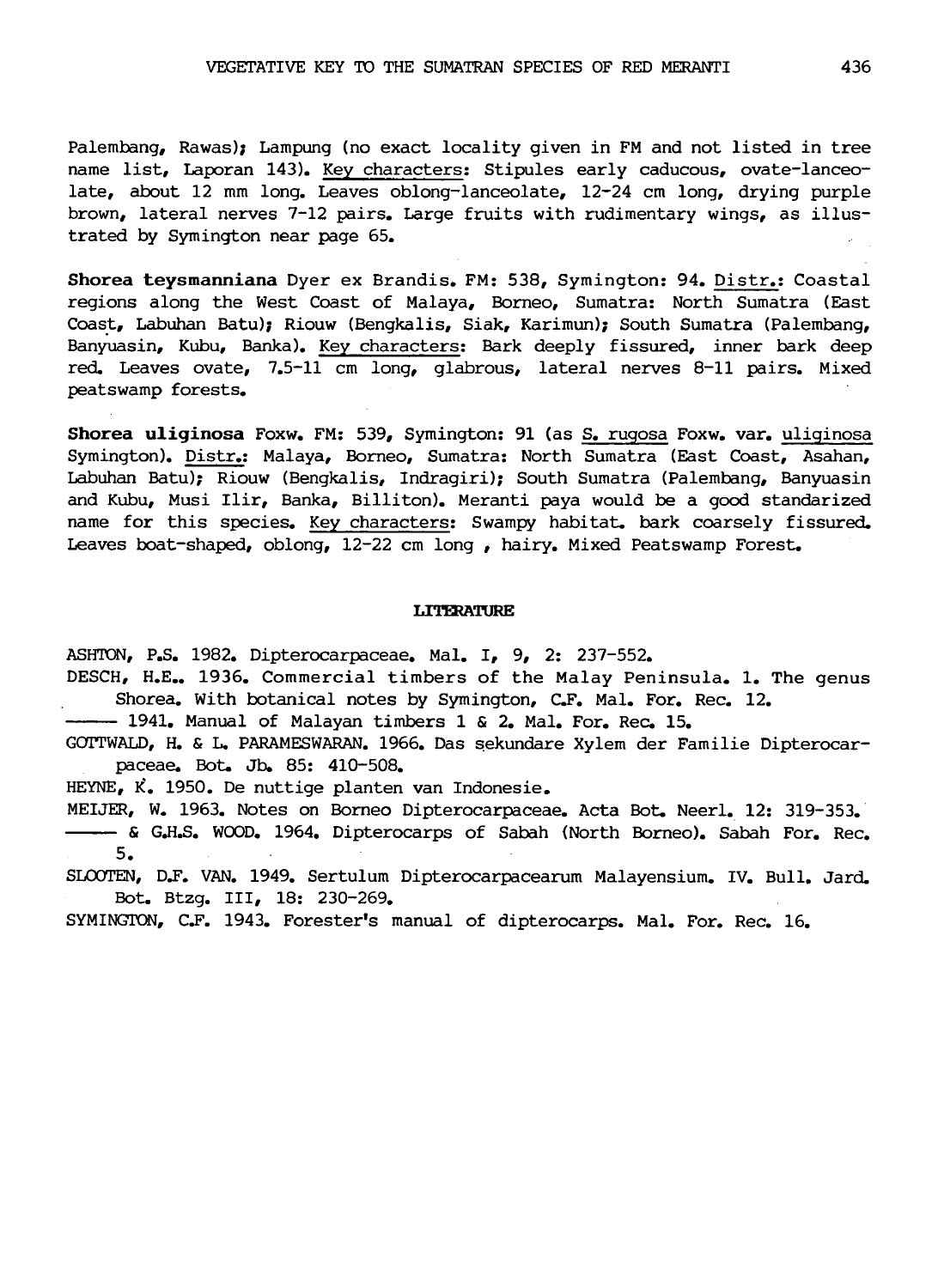Palembang, Rawas); Lampung (no exact locality given in FM and not listed in tree name list, Laporan 143). Key characters: Stipules early caducous, ovate-lanceolate, about 12 mm long. Leaves oblong-lanceolate, 12-24 cm long, drying purple brown, lateral nerves 7-12 pairs. Large fruits with rudimentary wings, as illustrated by Symington near page 65.

**Shorea teysmanniana** Dyer ex Brandis. FM: 538, Symington: 94. Distr.: Coastal regions along the West Coast of Malaya, Borneo, Sumatra: North Sumatra (East Coast, Labuhan Batu); Riouw (Bengkalis, Siak, Karimun); South Sumatra (Palembang, Banyuasin, Kubu, Banka). Key characters: Bark deeply fissured, inner bark deep red. Leaves ovate, 7.5-11 cm long, glabrous, lateral nerves 8-11 pairs. Mixed peatswamp forests.

**Shorea uliginosa** Foxw. FM: 539, Symington: 91 (as S. rugosa Foxw. var. uliginosa Symington). Distr.: Malaya, Borneo, Sumatra: North Sumatra (East Coast, Asahan, Labuhan Batu); Riouw (Bengkalis, Indragiri); South Sumatra (Palembang, Banyuasin and Kubu, Musi Ilir, Banka, Billiton). Meranti paya would be a good standarized name for this species. Key characters: Swampy habitat. bark coarsely fissured. Leaves boat-shaped, oblong, 12-22 cm long , hairy. Mixed Peatswamp Forest.

## LITERATURE

ASHTON, P.S. 1982. Dipterocarpaceae. Mal. I, 9, 2: 237-552.

DESCH, H.E.. 1936. Commercial timbers of the Malay Peninsula. 1. The genus Shorea. With botanical notes by Symington, C.F. Mal. For. Rec. 12.

——— 1941. Manual of Malayan timbers 1 & 2. Mal. For. Rec. 15.

GOTTWALD, H. & L. PARAMESWARAN. 1966. Das sekundare Xylem der Familie Dipterocarpaceae. Bot. Jb. 85: 410-508.

HEYNE, K. 1950. De nuttige planten van Indonesie.

MEIJER, W. 1963. Notes on Borneo Dipterocarpaceae. Acta Bot. Neerl. 12: 319-353.

——— & G.H.S. WOOD. 1964. Dipterocarps of Sabah (North Borneo). Sabah For. Rec. 5.

SLOOTEN, D.F. VAN. 1949. Sertulum Dipterocarpacearum Malayensium. IV. Bull. Jard. Bot. Btzg. III, 18: 230-269.

SYMINGTON, C.F. 1943. Forester's manual of dipterocarps. Mal. For. Rec. 16.